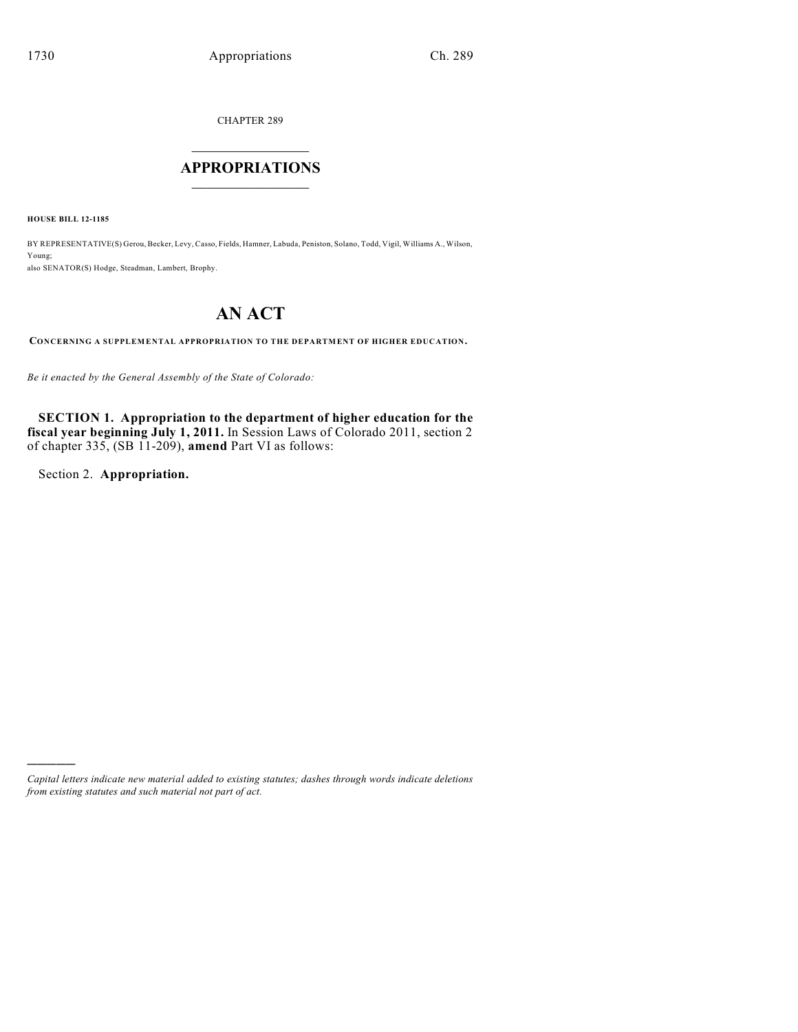CHAPTER 289

# APPROPRIATIONS

**HOUSE BILL 12-1185**

BY REPRESENTATIVE(S) Gerou, Becker, Levy, Casso, Fields, Hamner, Labuda, Peniston, Solano, Todd, Vigil, Williams A., Wilson, Young;
also SENATOR(S) Hodge, Steadman, Lambert, Brophy.

# AN ACT

**CONCERNING A SUPPLEMENTAL APPROPRIATION TO THE DEPARTMENT OF HIGHER EDUCATION.**

*Be it enacted by the General Assembly of the State of Colorado:*

**SECTION 1. Appropriation to the department of higher education for the fiscal year beginning July 1, 2011.** In Session Laws of Colorado 2011, section 2 of chapter 335, (SB 11-209), **amend** Part VI as follows:

Section 2. **Appropriation.**

*Capital letters indicate new material added to existing statutes; dashes through words indicate deletions from existing statutes and such material not part of act.*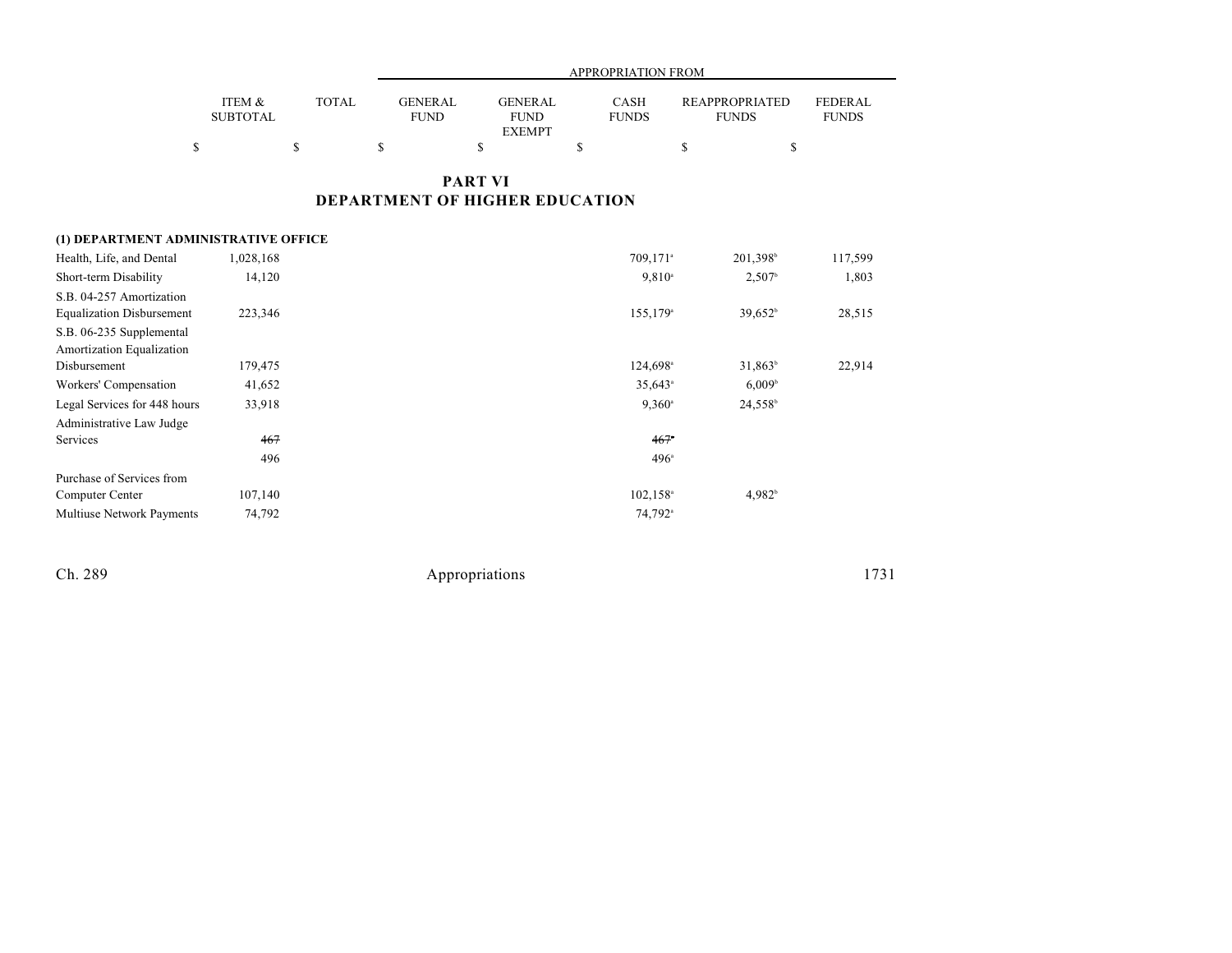## PART VI
## DEPARTMENT OF HIGHER EDUCATION

| | ITEM & SUBTOTAL | TOTAL | APPROPRIATION FROM GENERAL FUND | GENERAL FUND EXEMPT | CASH FUNDS | REAPPROPRIATED FUNDS | FEDERAL FUNDS |
|---|---|---|---|---|---|---|---|
| | $ | $ | $ | $ | $ | $ | $ |
| **(1) DEPARTMENT ADMINISTRATIVE OFFICE** | | | | | | | |
| Health, Life, and Dental | 1,028,168 | | | | 709,171[a] | 201,398[b] | 117,599 |
| Short-term Disability | 14,120 | | | | 9,810[a] | 2,507[b] | 1,803 |
| S.B. 04-257 Amortization Equalization Disbursement | 223,346 | | | | 155,179[a] | 39,652[b] | 28,515 |
| S.B. 06-235 Supplemental Amortization Equalization Disbursement | 179,475 | | | | 124,698[a] | 31,863[b] | 22,914 |
| Workers' Compensation | 41,652 | | | | 35,643[a] | 6,009[b] | |
| Legal Services for 448 hours | 33,918 | | | | 9,360[a] | 24,558[b] | |
| Administrative Law Judge Services | ~~467~~ | | | | ~~467~~[a] | | |
| | 496 | | | | 496[a] | | |
| Purchase of Services from Computer Center | 107,140 | | | | 102,158[a] | 4,982[b] | |
| Multiuse Network Payments | 74,792 | | | | 74,792[a] | | |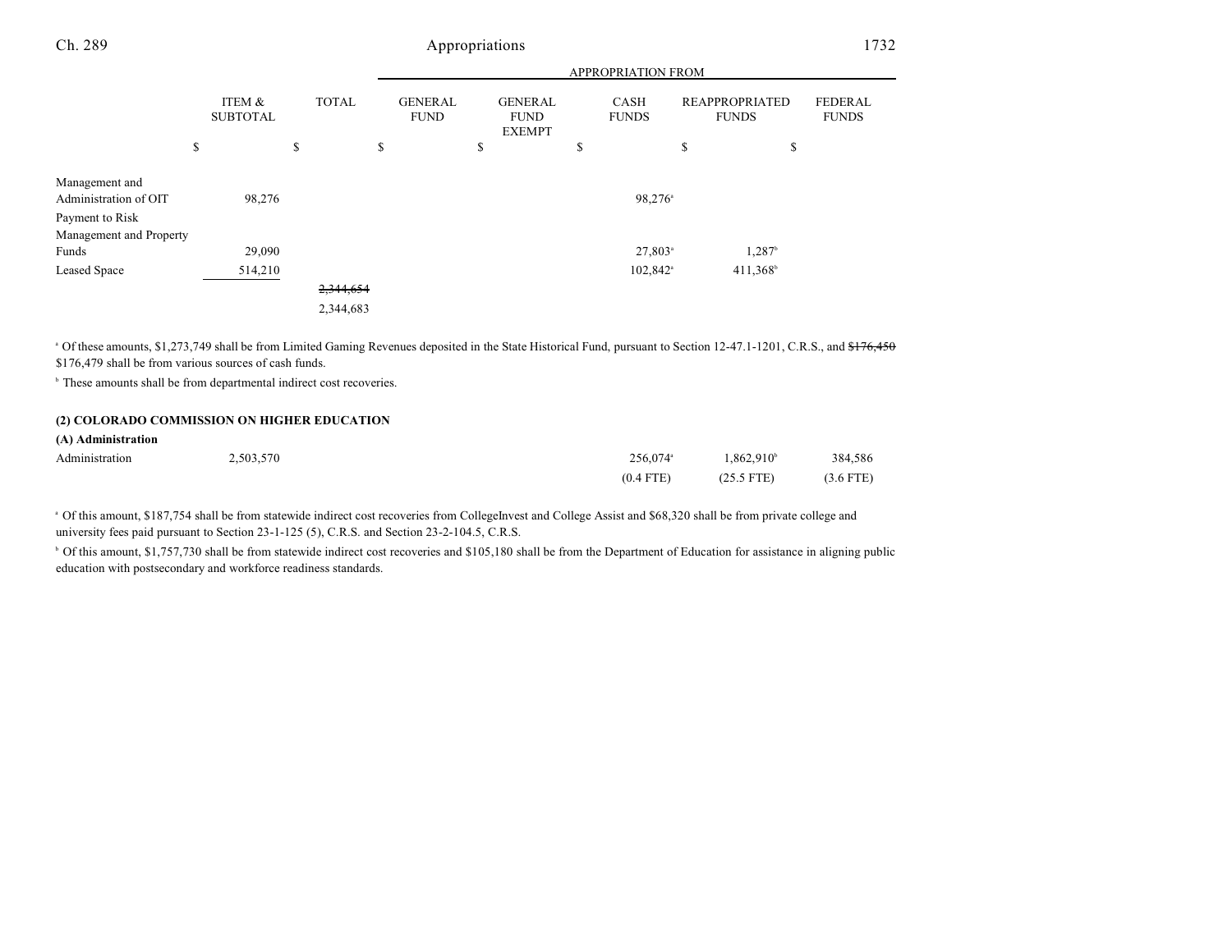| | ITEM & SUBTOTAL | TOTAL | APPROPRIATION FROM | | | | |
|---|---|---|---|---|---|---|---|
| | | | GENERAL FUND | GENERAL FUND EXEMPT | CASH FUNDS | REAPPROPRIATED FUNDS | FEDERAL FUNDS |
| | $ | $ | $ | $ | $ | $ | $ |
| Management and Administration of OIT | 98,276 | | | | 98,276[a] | | |
| Payment to Risk Management and Property Funds | 29,090 | | | | 27,803[a] | 1,287[b] | |
| Leased Space | 514,210 | | | | 102,842[a] | 411,368[b] | |
| | | ~~2,344,654~~ 2,344,683 | | | | | |

[a] Of these amounts, $1,273,749 shall be from Limited Gaming Revenues deposited in the State Historical Fund, pursuant to Section 12-47.1-1201, C.R.S., and ~~$176,450~~ $176,479 shall be from various sources of cash funds.

[b] These amounts shall be from departmental indirect cost recoveries.

**(2) COLORADO COMMISSION ON HIGHER EDUCATION**

**(A) Administration**

| | ITEM & SUBTOTAL | TOTAL | GENERAL FUND | GENERAL FUND EXEMPT | CASH FUNDS | REAPPROPRIATED FUNDS | FEDERAL FUNDS |
|---|---|---|---|---|---|---|---|
| Administration | 2,503,570 | | | | 256,074[a] (0.4 FTE) | 1,862,910[b] (25.5 FTE) | 384,586 (3.6 FTE) |

[a] Of this amount, $187,754 shall be from statewide indirect cost recoveries from CollegeInvest and College Assist and $68,320 shall be from private college and university fees paid pursuant to Section 23-1-125 (5), C.R.S. and Section 23-2-104.5, C.R.S.

[b] Of this amount, $1,757,730 shall be from statewide indirect cost recoveries and $105,180 shall be from the Department of Education for assistance in aligning public education with postsecondary and workforce readiness standards.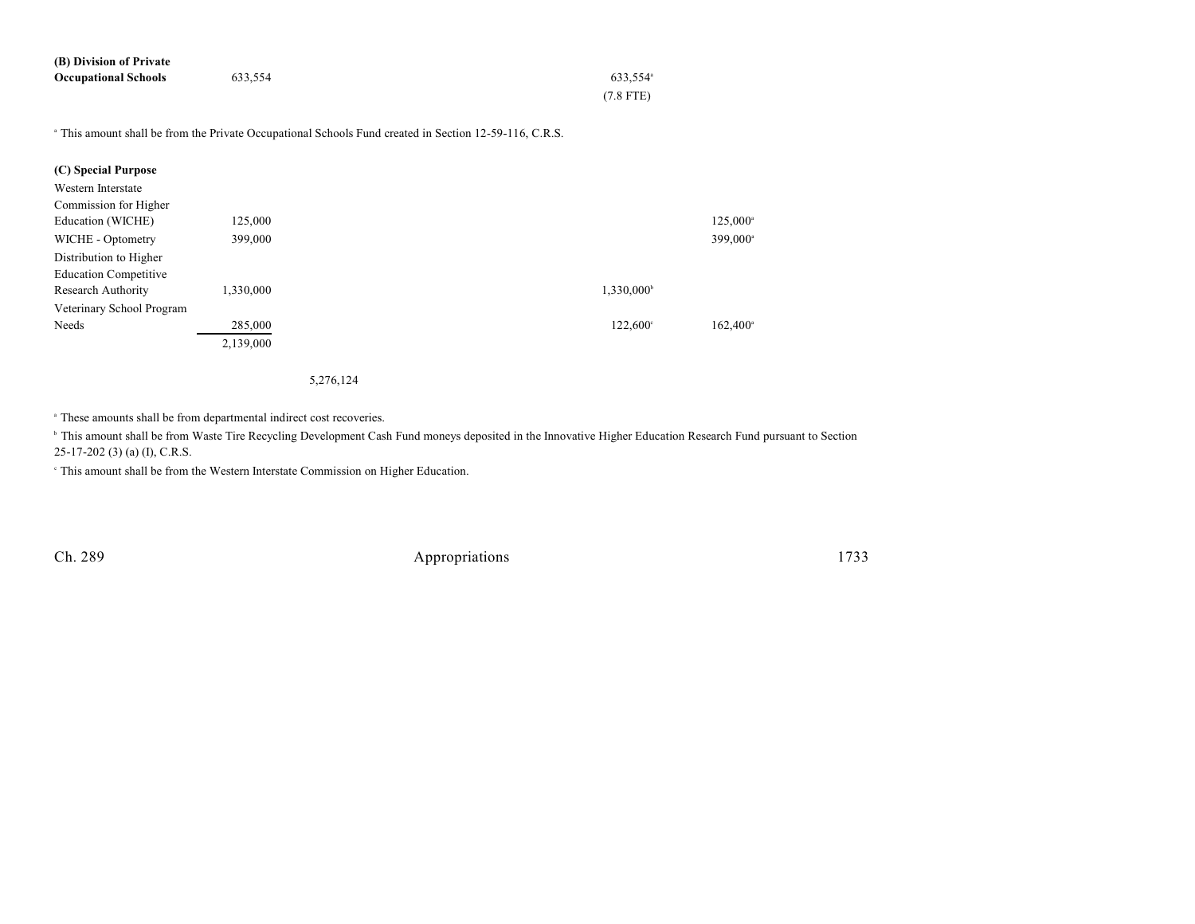| | | | | | | |
|---|---|---|---|---|---|---|
| **(B) Division of Private Occupational Schools** | 633,554 | | | 633,554[a] (7.8 FTE) | | |

[a] This amount shall be from the Private Occupational Schools Fund created in Section 12-59-116, C.R.S.

| | | | | | | |
|---|---|---|---|---|---|---|
| **(C) Special Purpose** | | | | | | |
| Western Interstate Commission for Higher Education (WICHE) | 125,000 | | | | 125,000[a] | |
| WICHE - Optometry | 399,000 | | | | 399,000[a] | |
| Distribution to Higher Education Competitive Research Authority | 1,330,000 | | | 1,330,000[b] | | |
| Veterinary School Program Needs | 285,000 | | | 122,600[c] | 162,400[a] | |
| | 2,139,000 | | | | | |
| | | 5,276,124 | | | | |

[a] These amounts shall be from departmental indirect cost recoveries.

[b] This amount shall be from Waste Tire Recycling Development Cash Fund moneys deposited in the Innovative Higher Education Research Fund pursuant to Section 25-17-202 (3) (a) (I), C.R.S.

[c] This amount shall be from the Western Interstate Commission on Higher Education.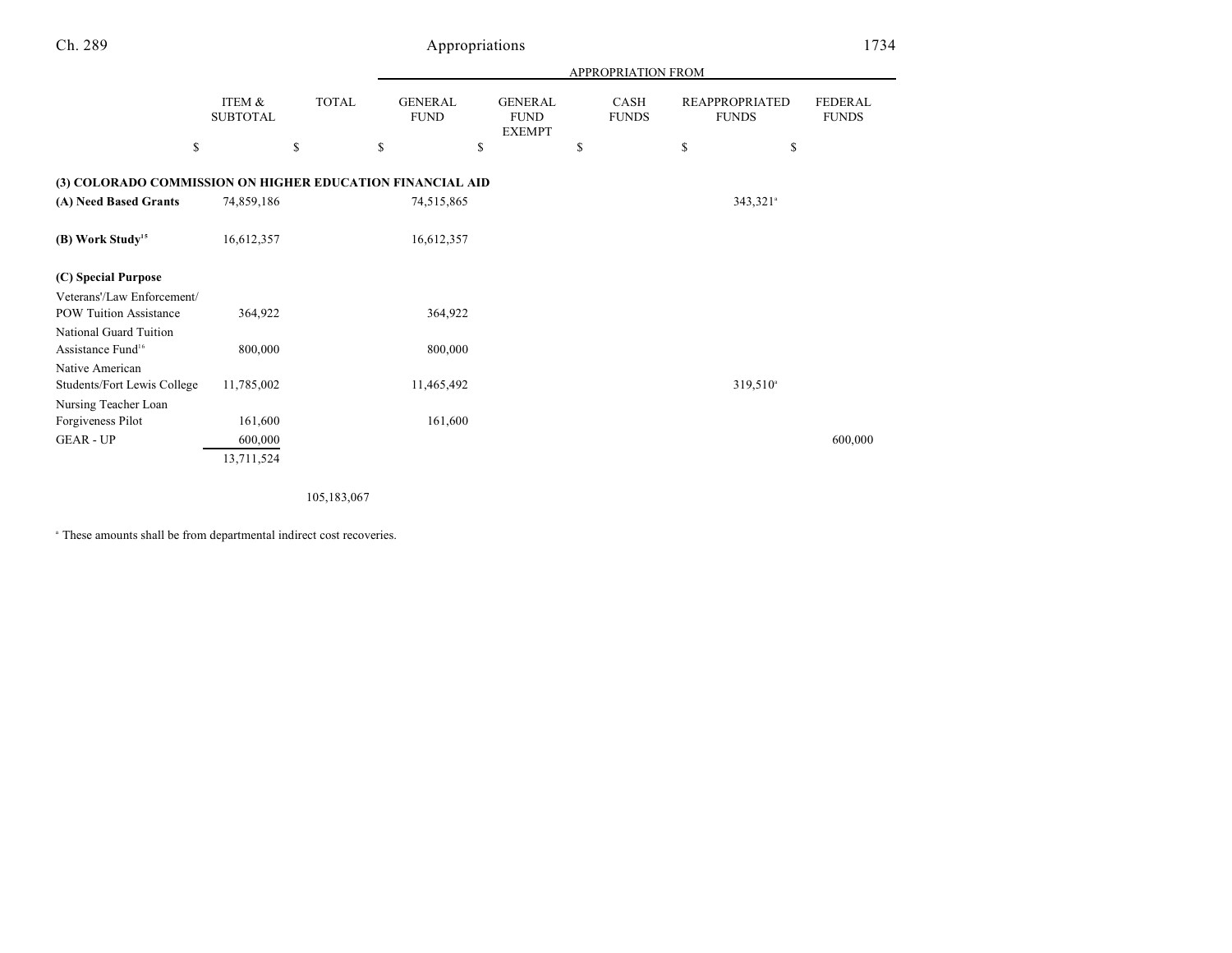| | ITEM & SUBTOTAL | TOTAL | APPROPRIATION FROM GENERAL FUND | GENERAL FUND EXEMPT | CASH FUNDS | REAPPROPRIATED FUNDS | FEDERAL FUNDS |
|---|---|---|---|---|---|---|---|
| | $ | $ | $ | $ | $ | $ | $ |
| **(3) COLORADO COMMISSION ON HIGHER EDUCATION FINANCIAL AID** | | | | | | | |
| **(A) Need Based Grants** | 74,859,186 | | 74,515,865 | | | 343,321[a] | |
| **(B) Work Study**[15] | 16,612,357 | | 16,612,357 | | | | |
| **(C) Special Purpose** | | | | | | | |
| Veterans'/Law Enforcement/ POW Tuition Assistance | 364,922 | | 364,922 | | | | |
| National Guard Tuition Assistance Fund[16] | 800,000 | | 800,000 | | | | |
| Native American Students/Fort Lewis College | 11,785,002 | | 11,465,492 | | | 319,510[a] | |
| Nursing Teacher Loan Forgiveness Pilot | 161,600 | | 161,600 | | | | |
| GEAR - UP | 600,000 | | | | | | 600,000 |
| | 13,711,524 | | | | | | |
| | | 105,183,067 | | | | | |

[a] These amounts shall be from departmental indirect cost recoveries.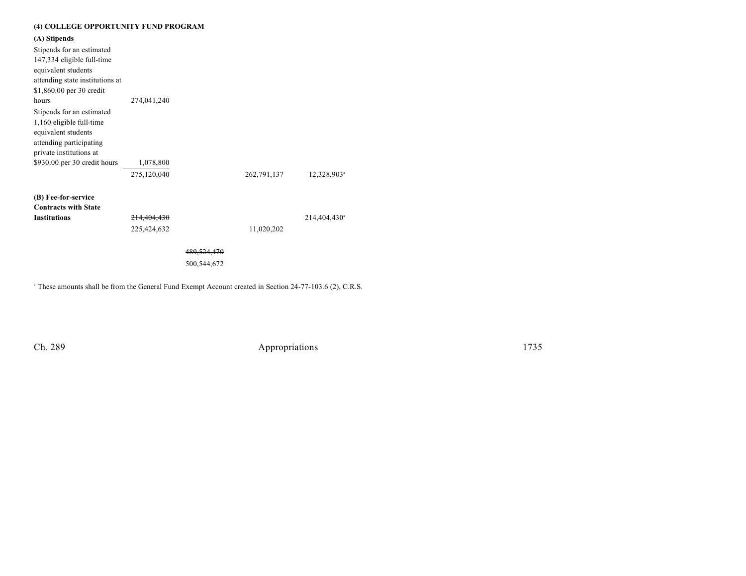**(4) COLLEGE OPPORTUNITY FUND PROGRAM**

**(A) Stipends**

| | | | | |
|---|---|---|---|---|
| Stipends for an estimated 147,334 eligible full-time equivalent students attending state institutions at $1,860.00 per 30 credit hours | 274,041,240 | | | |
| Stipends for an estimated 1,160 eligible full-time equivalent students attending participating private institutions at $930.00 per 30 credit hours | 1,078,800 | | | |
| | 275,120,040 | | 262,791,137 | 12,328,903[a] |
| **(B) Fee-for-service Contracts with State Institutions** | ~~214,404,430~~ | | | 214,404,430[a] |
| | 225,424,632 | | 11,020,202 | |
| | | ~~489,524,470~~ | | |
| | | 500,544,672 | | |

[a] These amounts shall be from the General Fund Exempt Account created in Section 24-77-103.6 (2), C.R.S.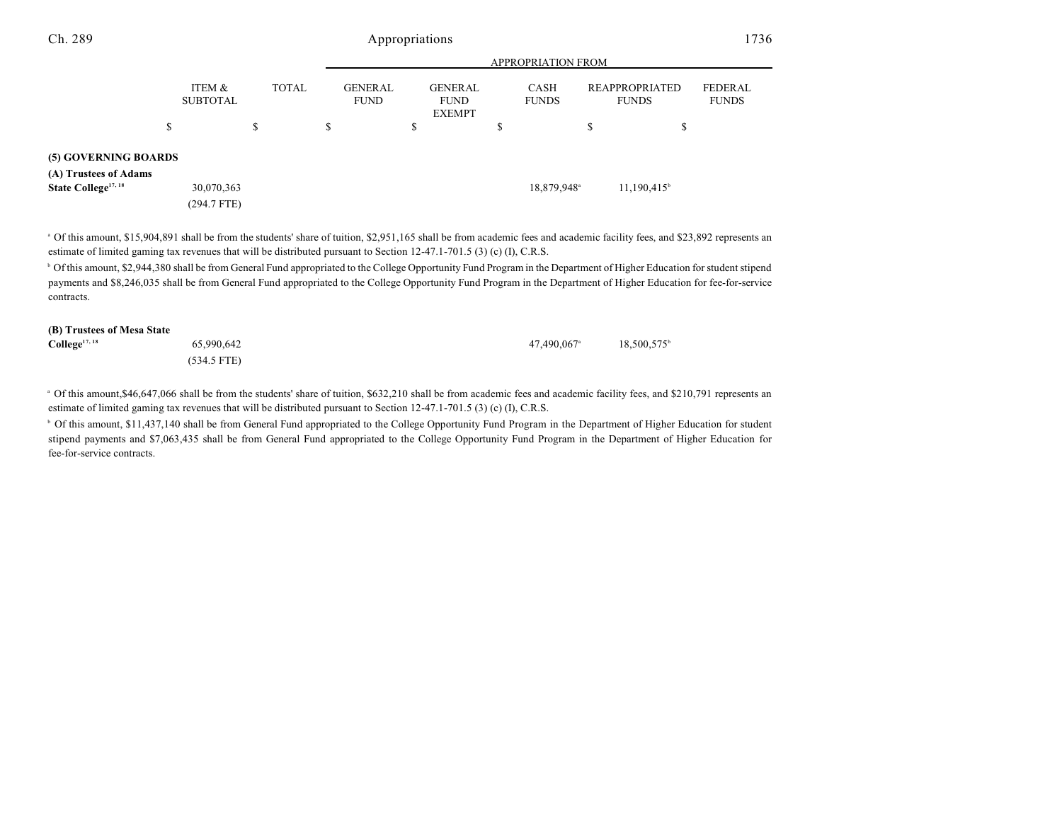| | ITEM & SUBTOTAL | TOTAL | APPROPRIATION FROM GENERAL FUND | GENERAL FUND EXEMPT | CASH FUNDS | REAPPROPRIATED FUNDS | FEDERAL FUNDS |
|---|---|---|---|---|---|---|---|
| | $ | $ | $ | $ | $ | $ | $ |
| **(5) GOVERNING BOARDS** | | | | | | | |
| **(A) Trustees of Adams State College**[17, 18] | 30,070,363 | | | | 18,879,948[a] | 11,190,415[b] | |
| | (294.7 FTE) | | | | | | |

[a] Of this amount, $15,904,891 shall be from the students' share of tuition, $2,951,165 shall be from academic fees and academic facility fees, and $23,892 represents an estimate of limited gaming tax revenues that will be distributed pursuant to Section 12-47.1-701.5 (3) (c) (I), C.R.S.

[b] Of this amount, $2,944,380 shall be from General Fund appropriated to the College Opportunity Fund Program in the Department of Higher Education for student stipend payments and $8,246,035 shall be from General Fund appropriated to the College Opportunity Fund Program in the Department of Higher Education for fee-for-service contracts.

| | ITEM & SUBTOTAL | TOTAL | GENERAL FUND | GENERAL FUND EXEMPT | CASH FUNDS | REAPPROPRIATED FUNDS | FEDERAL FUNDS |
|---|---|---|---|---|---|---|---|
| **(B) Trustees of Mesa State College**[17, 18] | 65,990,642 | | | | 47,490,067[a] | 18,500,575[b] | |
| | (534.5 FTE) | | | | | | |

[a] Of this amount,$46,647,066 shall be from the students' share of tuition, $632,210 shall be from academic fees and academic facility fees, and $210,791 represents an estimate of limited gaming tax revenues that will be distributed pursuant to Section 12-47.1-701.5 (3) (c) (I), C.R.S.

[b] Of this amount, $11,437,140 shall be from General Fund appropriated to the College Opportunity Fund Program in the Department of Higher Education for student stipend payments and $7,063,435 shall be from General Fund appropriated to the College Opportunity Fund Program in the Department of Higher Education for fee-for-service contracts.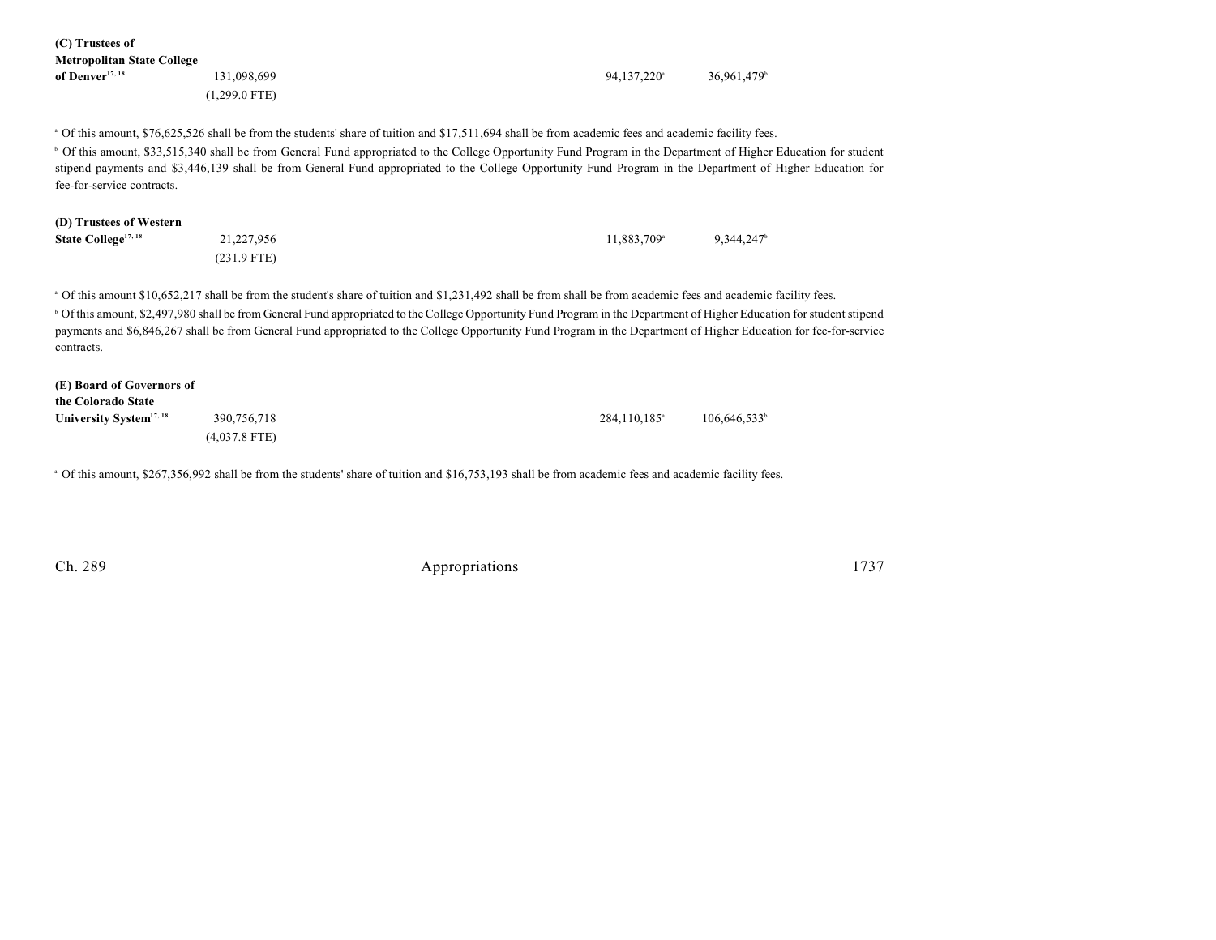| | | | | | |
|---|---|---|---|---|---|
| **(C) Trustees of Metropolitan State College of Denver**[17, 18] | 131,098,699<br>(1,299.0 FTE) | | | 94,137,220[a] | 36,961,479[b] |

[a] Of this amount, $76,625,526 shall be from the students' share of tuition and $17,511,694 shall be from academic fees and academic facility fees.

[b] Of this amount, $33,515,340 shall be from General Fund appropriated to the College Opportunity Fund Program in the Department of Higher Education for student stipend payments and $3,446,139 shall be from General Fund appropriated to the College Opportunity Fund Program in the Department of Higher Education for fee-for-service contracts.

| | | | | | |
|---|---|---|---|---|---|
| **(D) Trustees of Western State College**[17, 18] | 21,227,956<br>(231.9 FTE) | | | 11,883,709[a] | 9,344,247[b] |

[a] Of this amount $10,652,217 shall be from the student's share of tuition and $1,231,492 shall be from shall be from academic fees and academic facility fees.

[b] Of this amount, $2,497,980 shall be from General Fund appropriated to the College Opportunity Fund Program in the Department of Higher Education for student stipend payments and $6,846,267 shall be from General Fund appropriated to the College Opportunity Fund Program in the Department of Higher Education for fee-for-service contracts.

| | | | | | |
|---|---|---|---|---|---|
| **(E) Board of Governors of the Colorado State University System**[17, 18] | 390,756,718<br>(4,037.8 FTE) | | | 284,110,185[a] | 106,646,533[b] |

[a] Of this amount, $267,356,992 shall be from the students' share of tuition and $16,753,193 shall be from academic fees and academic facility fees.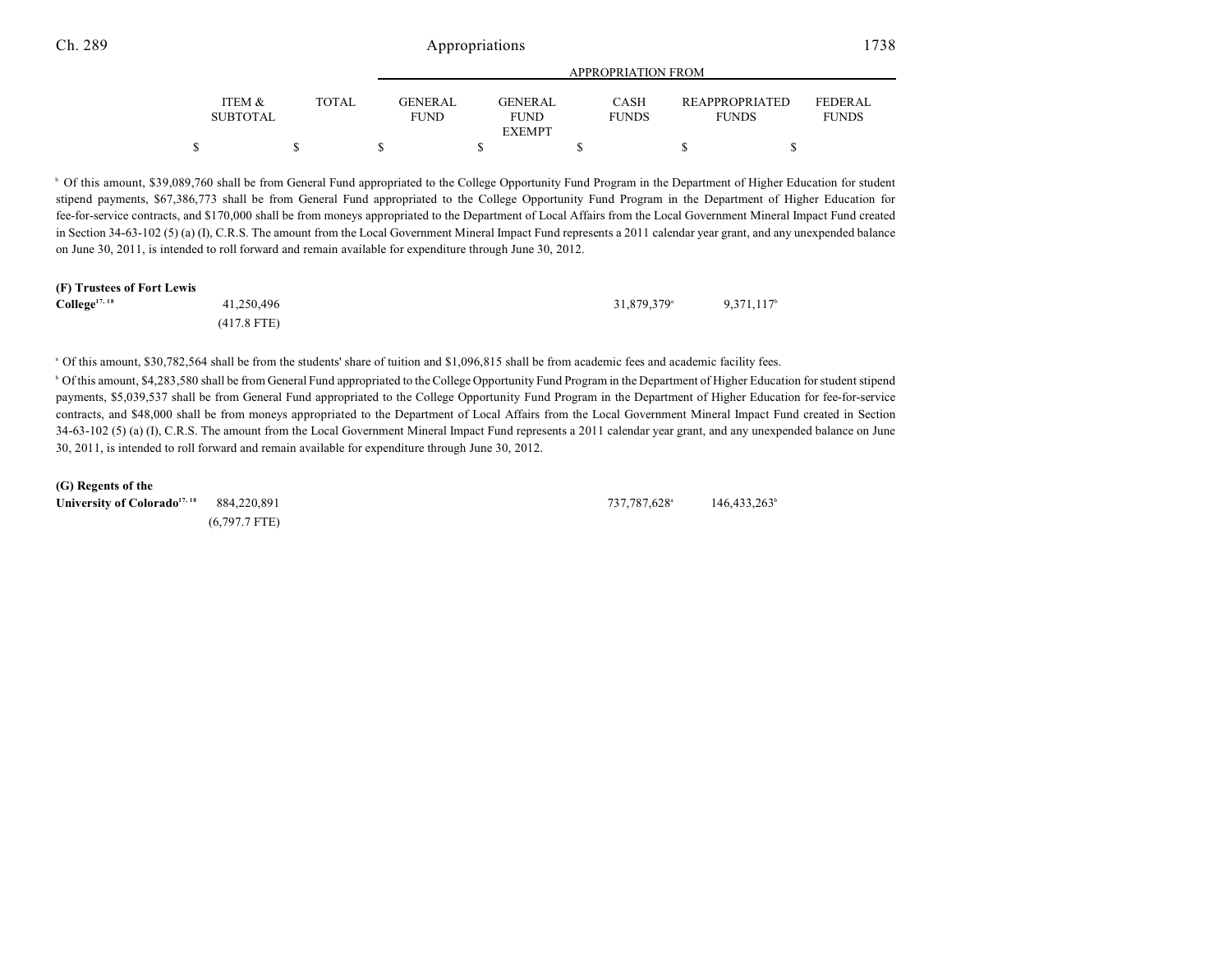| | ITEM & SUBTOTAL | TOTAL | APPROPRIATION FROM GENERAL FUND | GENERAL FUND EXEMPT | CASH FUNDS | REAPPROPRIATED FUNDS | FEDERAL FUNDS |
|---|---|---|---|---|---|---|---|
| | $ | $ | $ | $ | $ | $ | $ |

[b] Of this amount, $39,089,760 shall be from General Fund appropriated to the College Opportunity Fund Program in the Department of Higher Education for student stipend payments, $67,386,773 shall be from General Fund appropriated to the College Opportunity Fund Program in the Department of Higher Education for fee-for-service contracts, and $170,000 shall be from moneys appropriated to the Department of Local Affairs from the Local Government Mineral Impact Fund created in Section 34-63-102 (5) (a) (I), C.R.S. The amount from the Local Government Mineral Impact Fund represents a 2011 calendar year grant, and any unexpended balance on June 30, 2011, is intended to roll forward and remain available for expenditure through June 30, 2012.

| | ITEM & SUBTOTAL | TOTAL | GENERAL FUND | GENERAL FUND EXEMPT | CASH FUNDS | REAPPROPRIATED FUNDS | FEDERAL FUNDS |
|---|---|---|---|---|---|---|---|
| **(F) Trustees of Fort Lewis College**[17, 18] | 41,250,496 | | | | 31,879,379[a] | 9,371,117[b] | |
| | (417.8 FTE) | | | | | | |

[a] Of this amount, $30,782,564 shall be from the students' share of tuition and $1,096,815 shall be from academic fees and academic facility fees.

[b] Of this amount, $4,283,580 shall be from General Fund appropriated to the College Opportunity Fund Program in the Department of Higher Education for student stipend payments, $5,039,537 shall be from General Fund appropriated to the College Opportunity Fund Program in the Department of Higher Education for fee-for-service contracts, and $48,000 shall be from moneys appropriated to the Department of Local Affairs from the Local Government Mineral Impact Fund created in Section 34-63-102 (5) (a) (I), C.R.S. The amount from the Local Government Mineral Impact Fund represents a 2011 calendar year grant, and any unexpended balance on June 30, 2011, is intended to roll forward and remain available for expenditure through June 30, 2012.

| | ITEM & SUBTOTAL | TOTAL | GENERAL FUND | GENERAL FUND EXEMPT | CASH FUNDS | REAPPROPRIATED FUNDS | FEDERAL FUNDS |
|---|---|---|---|---|---|---|---|
| **(G) Regents of the University of Colorado**[17, 18] | 884,220,891 | | | | 737,787,628[a] | 146,433,263[b] | |
| | (6,797.7 FTE) | | | | | | |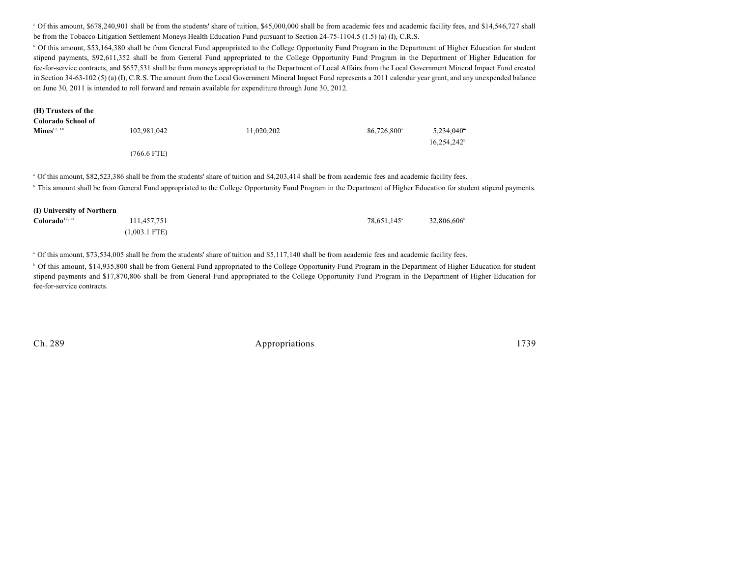[a] Of this amount, $678,240,901 shall be from the students' share of tuition, $45,000,000 shall be from academic fees and academic facility fees, and $14,546,727 shall be from the Tobacco Litigation Settlement Moneys Health Education Fund pursuant to Section 24-75-1104.5 (1.5) (a) (I), C.R.S.

[b] Of this amount, $53,164,380 shall be from General Fund appropriated to the College Opportunity Fund Program in the Department of Higher Education for student stipend payments, $92,611,352 shall be from General Fund appropriated to the College Opportunity Fund Program in the Department of Higher Education for fee-for-service contracts, and $657,531 shall be from moneys appropriated to the Department of Local Affairs from the Local Government Mineral Impact Fund created in Section 34-63-102 (5) (a) (I), C.R.S. The amount from the Local Government Mineral Impact Fund represents a 2011 calendar year grant, and any unexpended balance on June 30, 2011 is intended to roll forward and remain available for expenditure through June 30, 2012.

| | | | | | |
|---|---|---|---|---|---|
| **(H) Trustees of the Colorado School of Mines**[17, 18] | 102,981,042 | ~~11,020,202~~ | | 86,726,800[a] | ~~5,234,040~~[b] 16,254,242[b] |
| | (766.6 FTE) | | | | |

[a] Of this amount, $82,523,386 shall be from the students' share of tuition and $4,203,414 shall be from academic fees and academic facility fees.

[b] This amount shall be from General Fund appropriated to the College Opportunity Fund Program in the Department of Higher Education for student stipend payments.

| | | | | | |
|---|---|---|---|---|---|
| **(I) University of Northern Colorado**[17, 18] | 111,457,751 | | | 78,651,145[a] | 32,806,606[b] |
| | (1,003.1 FTE) | | | | |

[a] Of this amount, $73,534,005 shall be from the students' share of tuition and $5,117,140 shall be from academic fees and academic facility fees.

[b] Of this amount, $14,935,800 shall be from General Fund appropriated to the College Opportunity Fund Program in the Department of Higher Education for student stipend payments and $17,870,806 shall be from General Fund appropriated to the College Opportunity Fund Program in the Department of Higher Education for fee-for-service contracts.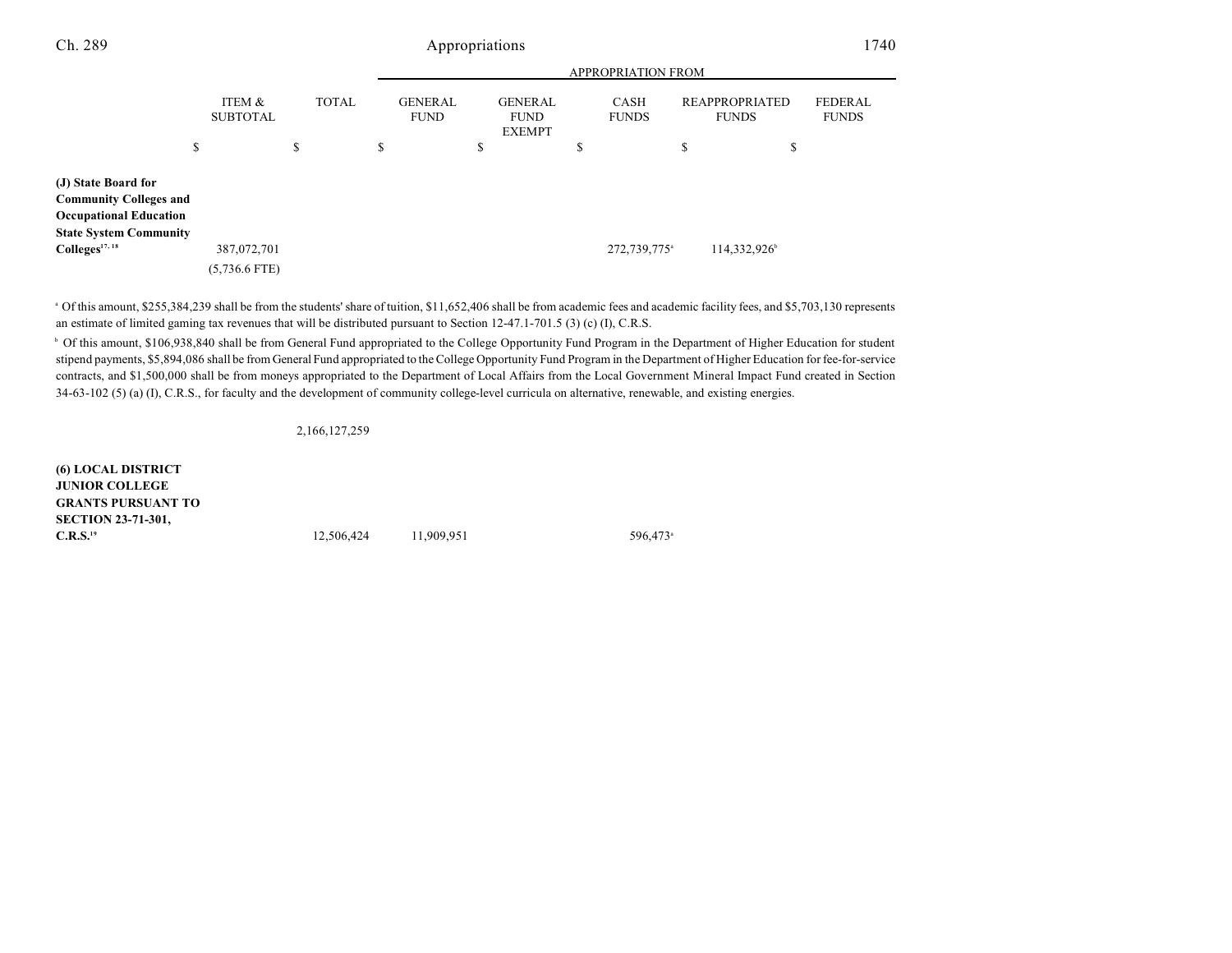| | ITEM & SUBTOTAL | TOTAL | APPROPRIATION FROM | | | | |
|---|---|---|---|---|---|---|---|
| | | | GENERAL FUND | GENERAL FUND EXEMPT | CASH FUNDS | REAPPROPRIATED FUNDS | FEDERAL FUNDS |
| | $ | $ | $ | $ | $ | $ | $ |
| **(J) State Board for Community Colleges and Occupational Education State System Community Colleges**[17, 18] | 387,072,701 | | | | 272,739,775[a] | 114,332,926[b] | |
| | (5,736.6 FTE) | | | | | | |

[a] Of this amount, $255,384,239 shall be from the students' share of tuition, $11,652,406 shall be from academic fees and academic facility fees, and $5,703,130 represents an estimate of limited gaming tax revenues that will be distributed pursuant to Section 12-47.1-701.5 (3) (c) (I), C.R.S.

[b] Of this amount, $106,938,840 shall be from General Fund appropriated to the College Opportunity Fund Program in the Department of Higher Education for student stipend payments, $5,894,086 shall be from General Fund appropriated to the College Opportunity Fund Program in the Department of Higher Education for fee-for-service contracts, and $1,500,000 shall be from moneys appropriated to the Department of Local Affairs from the Local Government Mineral Impact Fund created in Section 34-63-102 (5) (a) (I), C.R.S., for faculty and the development of community college-level curricula on alternative, renewable, and existing energies.

| | ITEM & SUBTOTAL | TOTAL | GENERAL FUND | GENERAL FUND EXEMPT | CASH FUNDS | REAPPROPRIATED FUNDS | FEDERAL FUNDS |
|---|---|---|---|---|---|---|---|
| | | 2,166,127,259 | | | | | |
| **(6) LOCAL DISTRICT JUNIOR COLLEGE GRANTS PURSUANT TO SECTION 23-71-301, C.R.S.**[19] | | 12,506,424 | 11,909,951 | | 596,473[a] | | |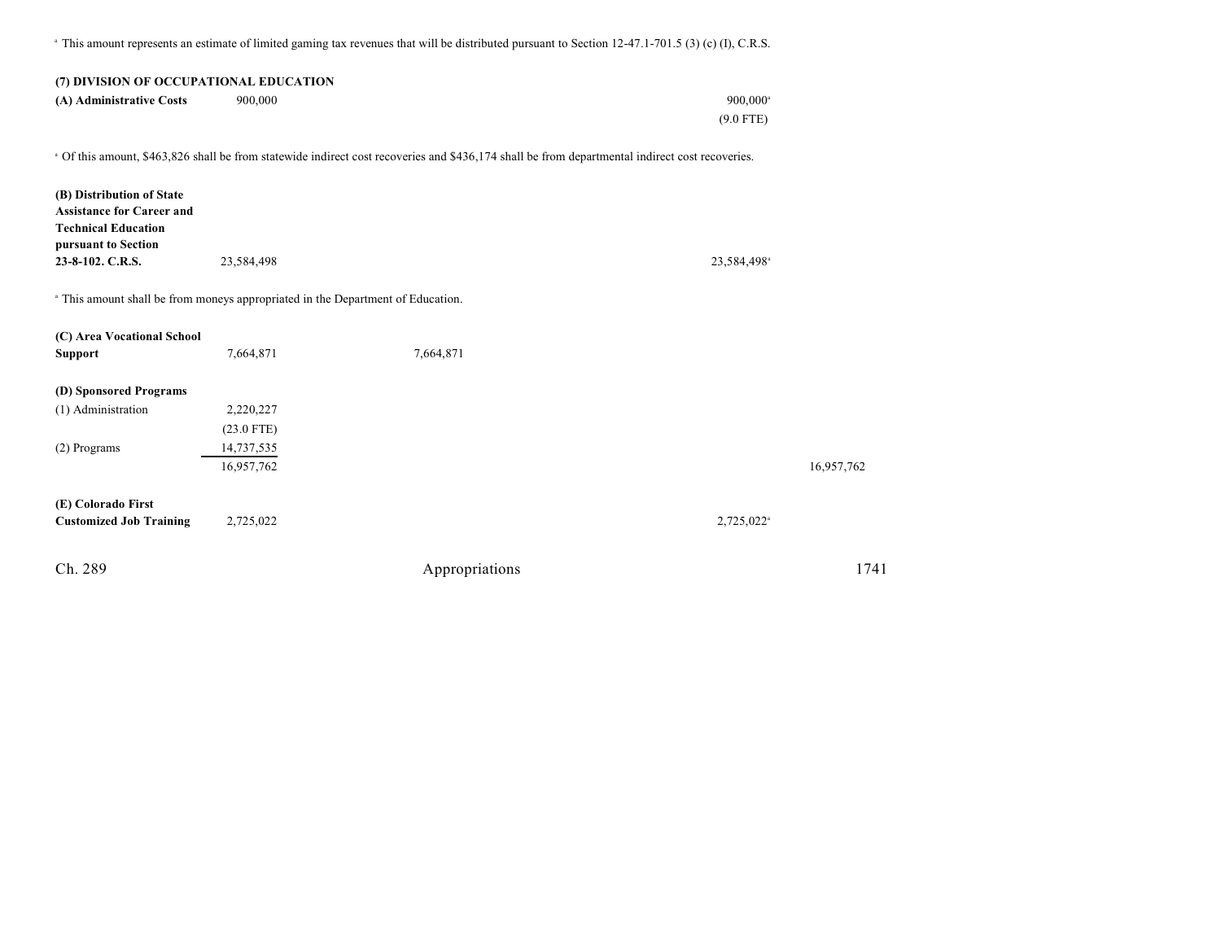[a] This amount represents an estimate of limited gaming tax revenues that will be distributed pursuant to Section 12-47.1-701.5 (3) (c) (I), C.R.S.

**(7) DIVISION OF OCCUPATIONAL EDUCATION**

| | | | | | |
|---|---|---|---|---|---|
| **(A) Administrative Costs** | 900,000 | | | 900,000[a] | |
| | | | | (9.0 FTE) | |

[a] Of this amount, $463,826 shall be from statewide indirect cost recoveries and $436,174 shall be from departmental indirect cost recoveries.

| | | | | | |
|---|---|---|---|---|---|
| **(B) Distribution of State Assistance for Career and Technical Education pursuant to Section 23-8-102. C.R.S.** | 23,584,498 | | | 23,584,498[a] | |

[a] This amount shall be from moneys appropriated in the Department of Education.

| | | | | | |
|---|---|---|---|---|---|
| **(C) Area Vocational School Support** | 7,664,871 | | 7,664,871 | | |
| **(D) Sponsored Programs** | | | | | |
| (1) Administration | 2,220,227 | | | | |
| | (23.0 FTE) | | | | |
| (2) Programs | 14,737,535 | | | | |
| | 16,957,762 | | | | 16,957,762 |
| **(E) Colorado First Customized Job Training** | 2,725,022 | | | 2,725,022[a] | |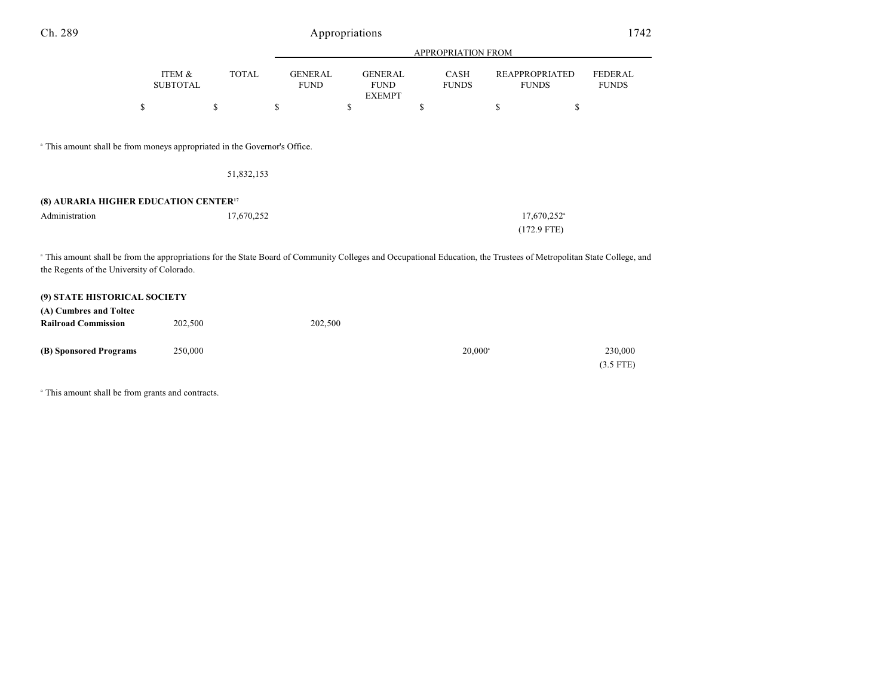| | ITEM & SUBTOTAL | TOTAL | GENERAL FUND | GENERAL FUND EXEMPT | CASH FUNDS | REAPPROPRIATED FUNDS | FEDERAL FUNDS |
|---|---|---|---|---|---|---|---|
| | $ | $ | $ | $ | $ | $ | $ |

[a] This amount shall be from moneys appropriated in the Governor's Office.

| | ITEM & SUBTOTAL | TOTAL | GENERAL FUND | GENERAL FUND EXEMPT | CASH FUNDS | REAPPROPRIATED FUNDS | FEDERAL FUNDS |
|---|---|---|---|---|---|---|---|
| | | 51,832,153 | | | | | |
| **(8) AURARIA HIGHER EDUCATION CENTER**[17] | | | | | | | |
| Administration | | 17,670,252 | | | | 17,670,252[a] (172.9 FTE) | |

[a] This amount shall be from the appropriations for the State Board of Community Colleges and Occupational Education, the Trustees of Metropolitan State College, and the Regents of the University of Colorado.

| | ITEM & SUBTOTAL | TOTAL | GENERAL FUND | GENERAL FUND EXEMPT | CASH FUNDS | REAPPROPRIATED FUNDS | FEDERAL FUNDS |
|---|---|---|---|---|---|---|---|
| **(9) STATE HISTORICAL SOCIETY** | | | | | | | |
| **(A) Cumbres and Toltec Railroad Commission** | 202,500 | | 202,500 | | | | |
| **(B) Sponsored Programs** | 250,000 | | | | 20,000[a] | | 230,000 (3.5 FTE) |

[a] This amount shall be from grants and contracts.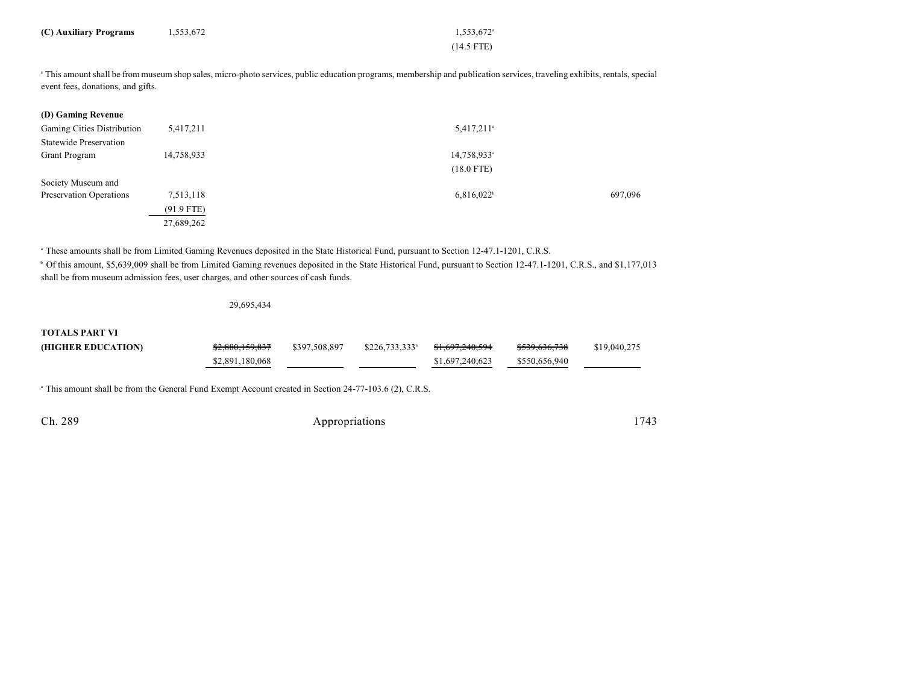| | | | | | | | |
|---|---|---|---|---|---|---|---|
| **(C) Auxiliary Programs** | 1,553,672 | | | | 1,553,672[a] | | |
| | | | | | (14.5 FTE) | | |

[a] This amount shall be from museum shop sales, micro-photo services, public education programs, membership and publication services, traveling exhibits, rentals, special event fees, donations, and gifts.

| | | | | | | | |
|---|---|---|---|---|---|---|---|
| **(D) Gaming Revenue** | | | | | | | |
| Gaming Cities Distribution | 5,417,211 | | | | 5,417,211[a] | | |
| Statewide Preservation Grant Program | 14,758,933 | | | | 14,758,933[a] | | |
| | | | | | (18.0 FTE) | | |
| Society Museum and Preservation Operations | 7,513,118 | | | | 6,816,022[b] | | 697,096 |
| | (91.9 FTE) | | | | | | |
| | 27,689,262 | | | | | | |

[a] These amounts shall be from Limited Gaming Revenues deposited in the State Historical Fund, pursuant to Section 12-47.1-1201, C.R.S.

[b] Of this amount, $5,639,009 shall be from Limited Gaming revenues deposited in the State Historical Fund, pursuant to Section 12-47.1-1201, C.R.S., and $1,177,013 shall be from museum admission fees, user charges, and other sources of cash funds.

| | | | | | | | |
|---|---|---|---|---|---|---|---|
| | | 29,695,434 | | | | | |
| **TOTALS PART VI (HIGHER EDUCATION)** | | ~~$2,880,159,837~~ $2,891,180,068 | $397,508,897 | $226,733,333[a] | ~~$1,697,240,594~~ $1,697,240,623 | ~~$539,636,738~~ $550,656,940 | $19,040,275 |

[a] This amount shall be from the General Fund Exempt Account created in Section 24-77-103.6 (2), C.R.S.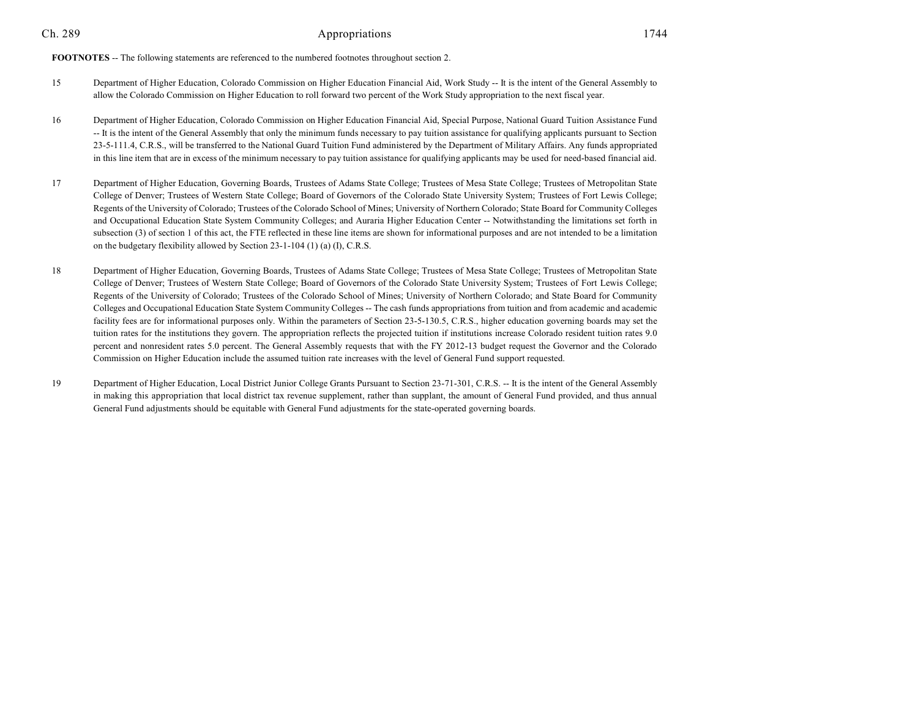**FOOTNOTES** -- The following statements are referenced to the numbered footnotes throughout section 2.

15 Department of Higher Education, Colorado Commission on Higher Education Financial Aid, Work Study -- It is the intent of the General Assembly to allow the Colorado Commission on Higher Education to roll forward two percent of the Work Study appropriation to the next fiscal year.

16 Department of Higher Education, Colorado Commission on Higher Education Financial Aid, Special Purpose, National Guard Tuition Assistance Fund -- It is the intent of the General Assembly that only the minimum funds necessary to pay tuition assistance for qualifying applicants pursuant to Section 23-5-111.4, C.R.S., will be transferred to the National Guard Tuition Fund administered by the Department of Military Affairs. Any funds appropriated in this line item that are in excess of the minimum necessary to pay tuition assistance for qualifying applicants may be used for need-based financial aid.

17 Department of Higher Education, Governing Boards, Trustees of Adams State College; Trustees of Mesa State College; Trustees of Metropolitan State College of Denver; Trustees of Western State College; Board of Governors of the Colorado State University System; Trustees of Fort Lewis College; Regents of the University of Colorado; Trustees of the Colorado School of Mines; University of Northern Colorado; State Board for Community Colleges and Occupational Education State System Community Colleges; and Auraria Higher Education Center -- Notwithstanding the limitations set forth in subsection (3) of section 1 of this act, the FTE reflected in these line items are shown for informational purposes and are not intended to be a limitation on the budgetary flexibility allowed by Section 23-1-104 (1) (a) (I), C.R.S.

18 Department of Higher Education, Governing Boards, Trustees of Adams State College; Trustees of Mesa State College; Trustees of Metropolitan State College of Denver; Trustees of Western State College; Board of Governors of the Colorado State University System; Trustees of Fort Lewis College; Regents of the University of Colorado; Trustees of the Colorado School of Mines; University of Northern Colorado; and State Board for Community Colleges and Occupational Education State System Community Colleges -- The cash funds appropriations from tuition and from academic and academic facility fees are for informational purposes only. Within the parameters of Section 23-5-130.5, C.R.S., higher education governing boards may set the tuition rates for the institutions they govern. The appropriation reflects the projected tuition if institutions increase Colorado resident tuition rates 9.0 percent and nonresident rates 5.0 percent. The General Assembly requests that with the FY 2012-13 budget request the Governor and the Colorado Commission on Higher Education include the assumed tuition rate increases with the level of General Fund support requested.

19 Department of Higher Education, Local District Junior College Grants Pursuant to Section 23-71-301, C.R.S. -- It is the intent of the General Assembly in making this appropriation that local district tax revenue supplement, rather than supplant, the amount of General Fund provided, and thus annual General Fund adjustments should be equitable with General Fund adjustments for the state-operated governing boards.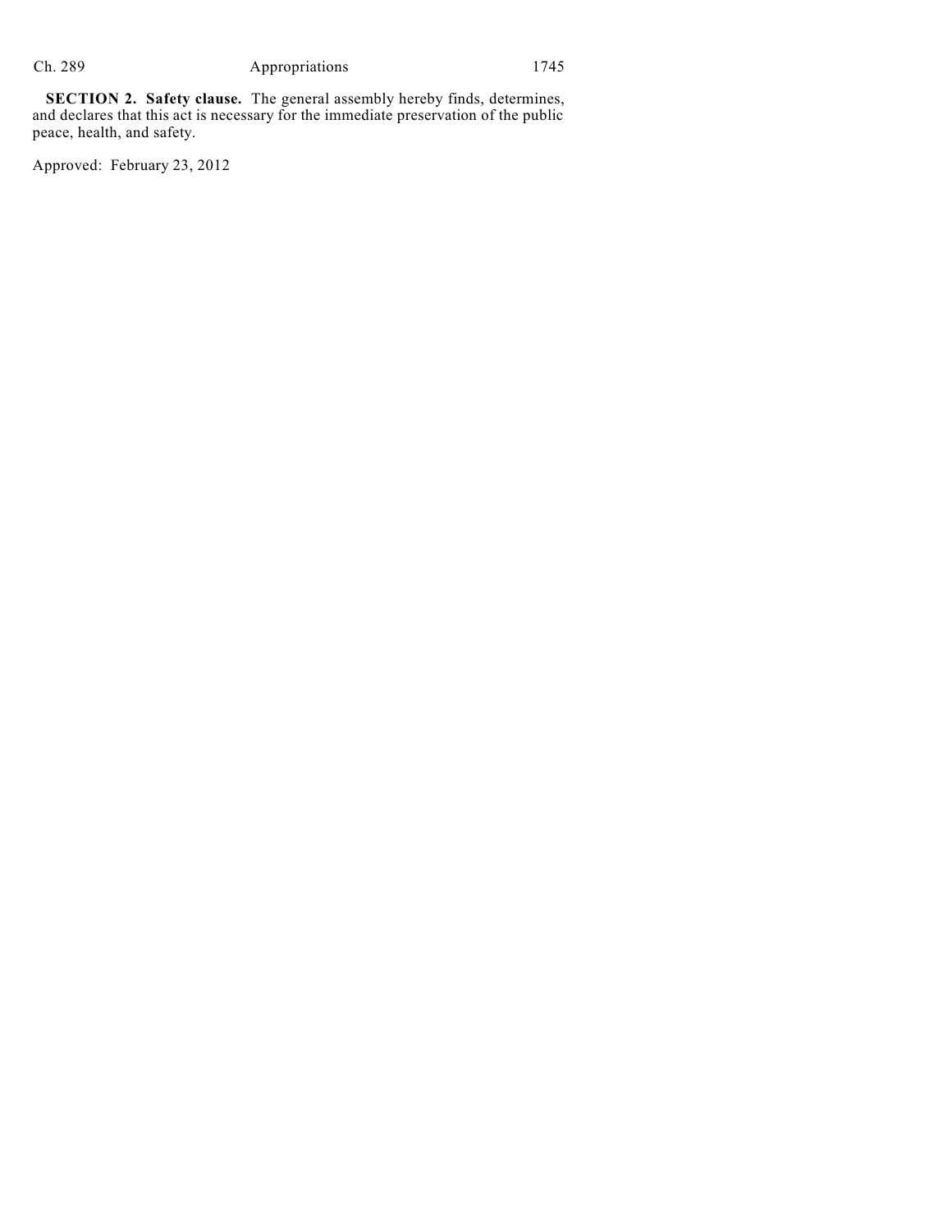**SECTION 2. Safety clause.** The general assembly hereby finds, determines, and declares that this act is necessary for the immediate preservation of the public peace, health, and safety.

Approved: February 23, 2012